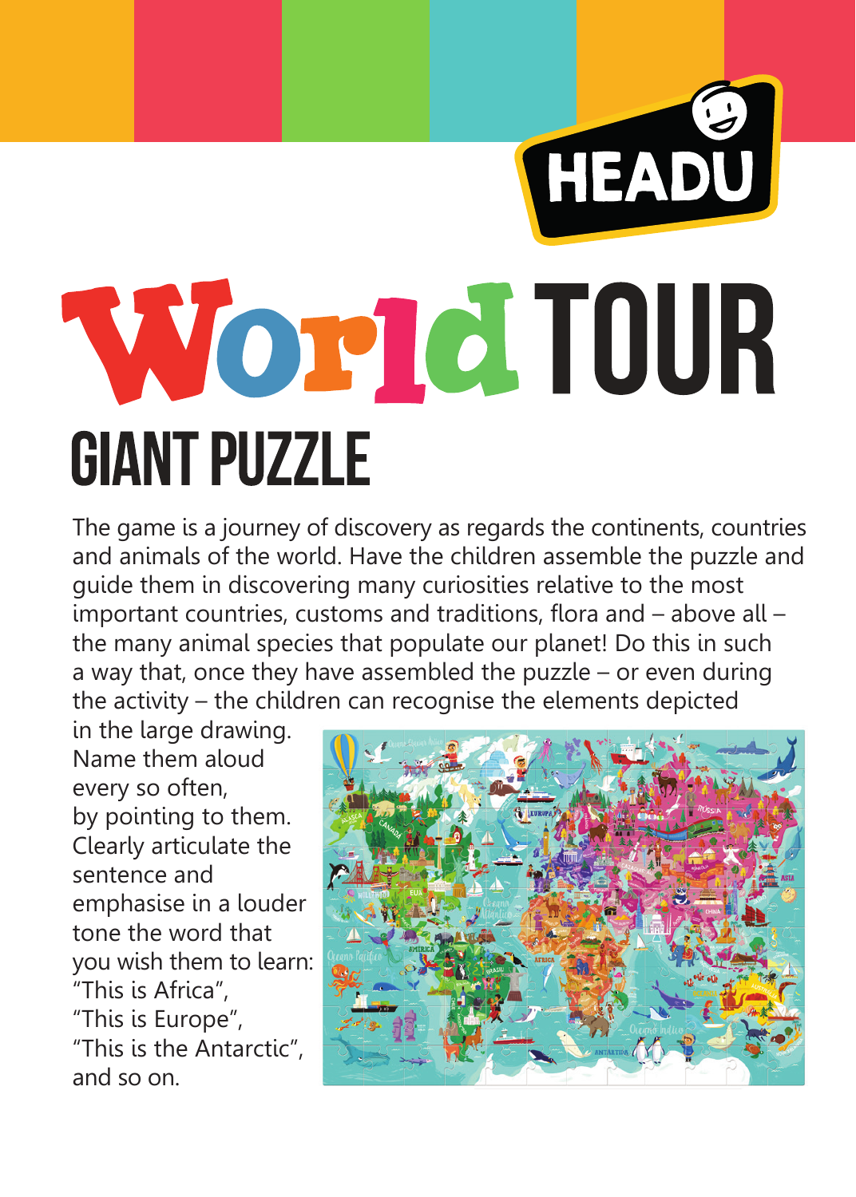HEADU

# World TOUR

## GIANT PUZZLE

The game is a journey of discovery as regards the continents, countries and animals of the world. Have the children assemble the puzzle and guide them in discovering many curiosities relative to the most important countries, customs and traditions, flora and – above all – the many animal species that populate our planet! Do this in such a way that, once they have assembled the puzzle – or even during the activity – the children can recognise the elements depicted in the large drawing. Name them aloud every so often, by pointing to them. Clearly articulate the sentence and emphasise in a louder tone the word that you wish them to learn: "This is Africa", "This is Europe", "This is the Antarctic", and so on.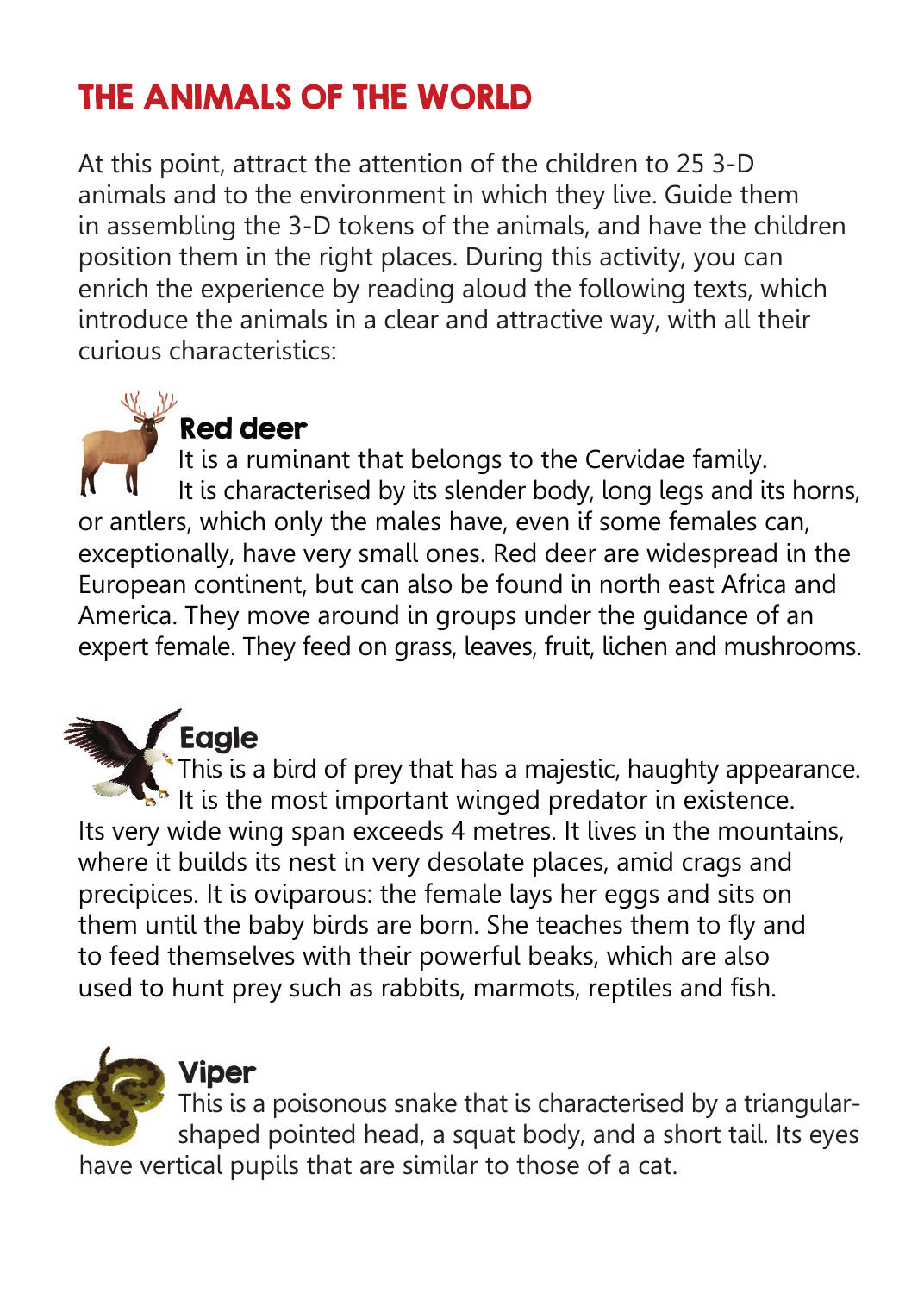# THE ANIMALS OF THE WORLD

At this point, attract the attention of the children to 25 3-D animals and to the environment in which they live. Guide them in assembling the 3-D tokens of the animals, and have the children position them in the right places. During this activity, you can enrich the experience by reading aloud the following texts, which introduce the animals in a clear and attractive way, with all their curious characteristics:

## Red deer

It is a ruminant that belongs to the Cervidae family. It is characterised by its slender body, long legs and its horns, or antlers, which only the males have, even if some females can, exceptionally, have very small ones. Red deer are widespread in the European continent, but can also be found in north east Africa and America. They move around in groups under the guidance of an expert female. They feed on grass, leaves, fruit, lichen and mushrooms.

## Eagle

This is a bird of prey that has a majestic, haughty appearance. It is the most important winged predator in existence. Its very wide wing span exceeds 4 metres. It lives in the mountains, where it builds its nest in very desolate places, amid crags and precipices. It is oviparous: the female lays her eggs and sits on them until the baby birds are born. She teaches them to fly and to feed themselves with their powerful beaks, which are also used to hunt prey such as rabbits, marmots, reptiles and fish.

## Viper

This is a poisonous snake that is characterised by a triangular-shaped pointed head, a squat body, and a short tail. Its eyes have vertical pupils that are similar to those of a cat.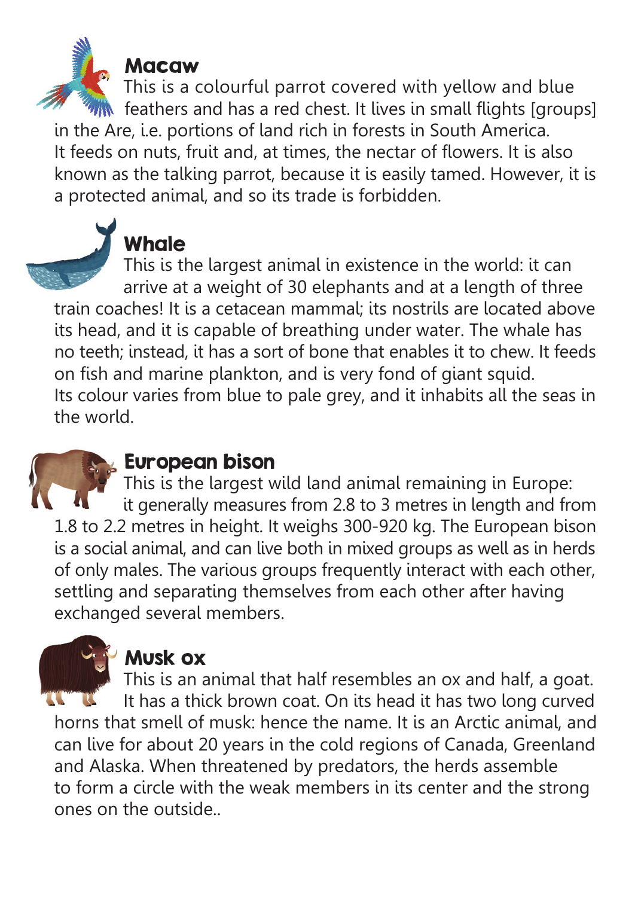## Macaw

This is a colourful parrot covered with yellow and blue feathers and has a red chest. It lives in small flights [groups] in the Are, i.e. portions of land rich in forests in South America. It feeds on nuts, fruit and, at times, the nectar of flowers. It is also known as the talking parrot, because it is easily tamed. However, it is a protected animal, and so its trade is forbidden.

## Whale

This is the largest animal in existence in the world: it can arrive at a weight of 30 elephants and at a length of three train coaches! It is a cetacean mammal; its nostrils are located above its head, and it is capable of breathing under water. The whale has no teeth; instead, it has a sort of bone that enables it to chew. It feeds on fish and marine plankton, and is very fond of giant squid. Its colour varies from blue to pale grey, and it inhabits all the seas in the world.

## European bison

This is the largest wild land animal remaining in Europe: it generally measures from 2.8 to 3 metres in length and from 1.8 to 2.2 metres in height. It weighs 300-920 kg. The European bison is a social animal, and can live both in mixed groups as well as in herds of only males. The various groups frequently interact with each other, settling and separating themselves from each other after having exchanged several members.

## Musk ox

This is an animal that half resembles an ox and half, a goat. It has a thick brown coat. On its head it has two long curved horns that smell of musk: hence the name. It is an Arctic animal, and can live for about 20 years in the cold regions of Canada, Greenland and Alaska. When threatened by predators, the herds assemble to form a circle with the weak members in its center and the strong ones on the outside..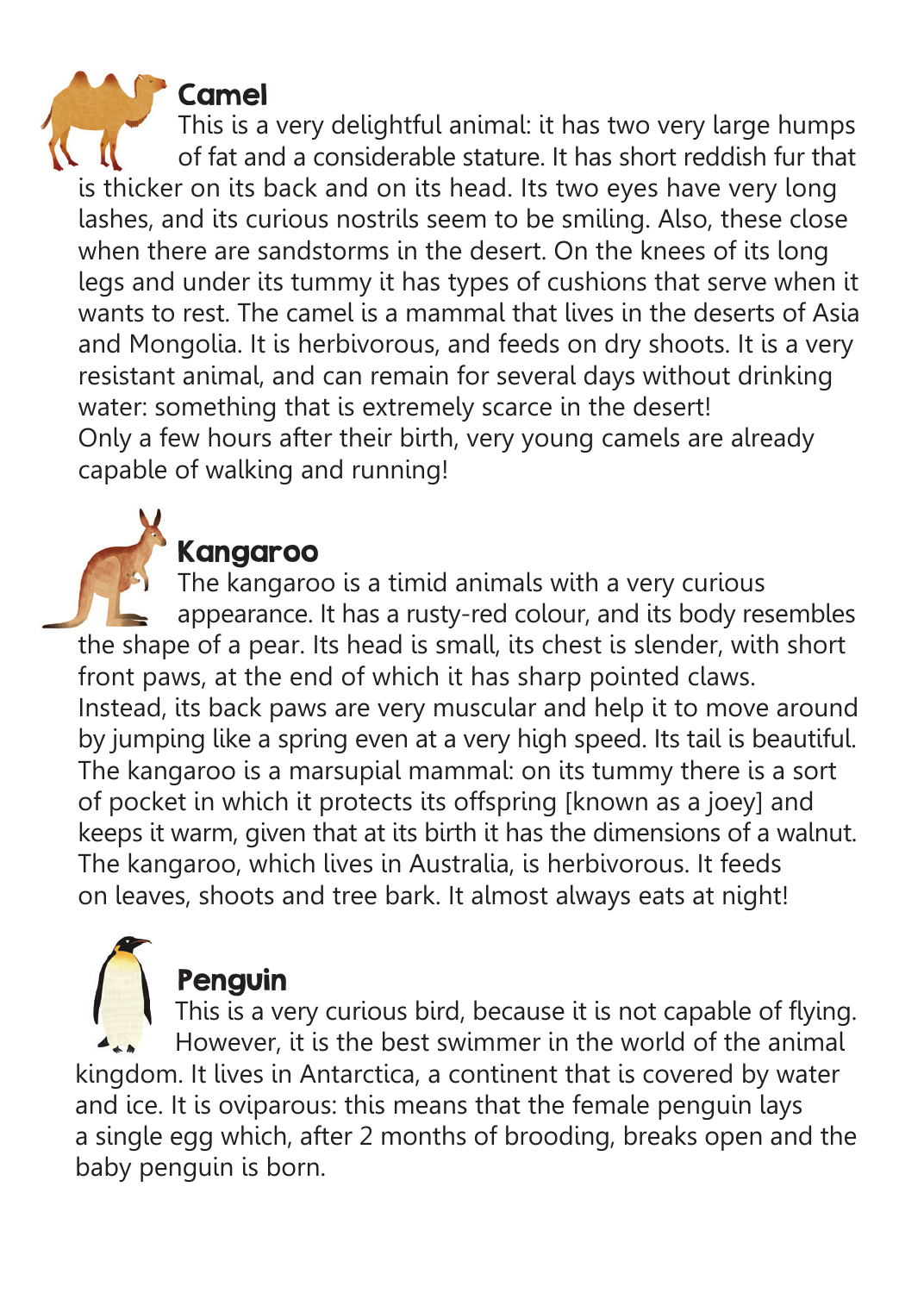## Camel

This is a very delightful animal: it has two very large humps of fat and a considerable stature. It has short reddish fur that is thicker on its back and on its head. Its two eyes have very long lashes, and its curious nostrils seem to be smiling. Also, these close when there are sandstorms in the desert. On the knees of its long legs and under its tummy it has types of cushions that serve when it wants to rest. The camel is a mammal that lives in the deserts of Asia and Mongolia. It is herbivorous, and feeds on dry shoots. It is a very resistant animal, and can remain for several days without drinking water: something that is extremely scarce in the desert!
Only a few hours after their birth, very young camels are already capable of walking and running!

## Kangaroo

The kangaroo is a timid animals with a very curious appearance. It has a rusty-red colour, and its body resembles the shape of a pear. Its head is small, its chest is slender, with short front paws, at the end of which it has sharp pointed claws. Instead, its back paws are very muscular and help it to move around by jumping like a spring even at a very high speed. Its tail is beautiful. The kangaroo is a marsupial mammal: on its tummy there is a sort of pocket in which it protects its offspring [known as a joey] and keeps it warm, given that at its birth it has the dimensions of a walnut. The kangaroo, which lives in Australia, is herbivorous. It feeds on leaves, shoots and tree bark. It almost always eats at night!

## Penguin

This is a very curious bird, because it is not capable of flying. However, it is the best swimmer in the world of the animal kingdom. It lives in Antarctica, a continent that is covered by water and ice. It is oviparous: this means that the female penguin lays a single egg which, after 2 months of brooding, breaks open and the baby penguin is born.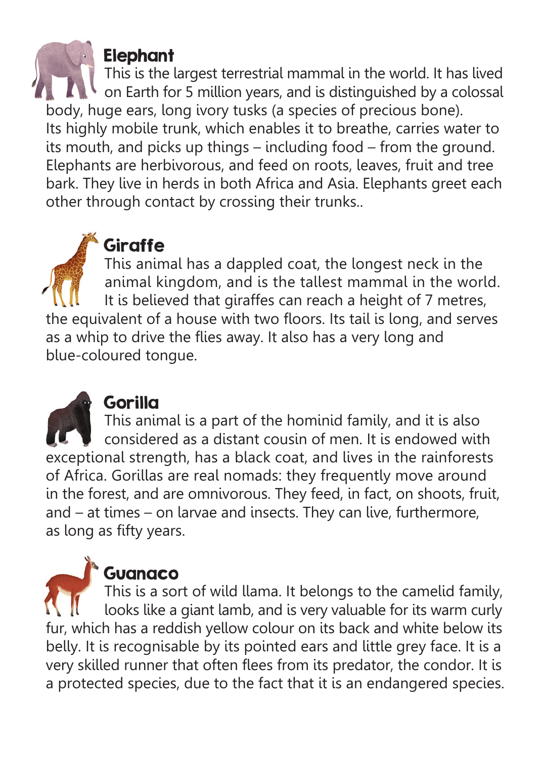## Elephant

This is the largest terrestrial mammal in the world. It has lived on Earth for 5 million years, and is distinguished by a colossal body, huge ears, long ivory tusks (a species of precious bone). Its highly mobile trunk, which enables it to breathe, carries water to its mouth, and picks up things – including food – from the ground. Elephants are herbivorous, and feed on roots, leaves, fruit and tree bark. They live in herds in both Africa and Asia. Elephants greet each other through contact by crossing their trunks..

## Giraffe

This animal has a dappled coat, the longest neck in the animal kingdom, and is the tallest mammal in the world. It is believed that giraffes can reach a height of 7 metres, the equivalent of a house with two floors. Its tail is long, and serves as a whip to drive the flies away. It also has a very long and blue-coloured tongue.

## Gorilla

This animal is a part of the hominid family, and it is also considered as a distant cousin of men. It is endowed with exceptional strength, has a black coat, and lives in the rainforests of Africa. Gorillas are real nomads: they frequently move around in the forest, and are omnivorous. They feed, in fact, on shoots, fruit, and – at times – on larvae and insects. They can live, furthermore, as long as fifty years.

## Guanaco

This is a sort of wild llama. It belongs to the camelid family, looks like a giant lamb, and is very valuable for its warm curly fur, which has a reddish yellow colour on its back and white below its belly. It is recognisable by its pointed ears and little grey face. It is a very skilled runner that often flees from its predator, the condor. It is a protected species, due to the fact that it is an endangered species.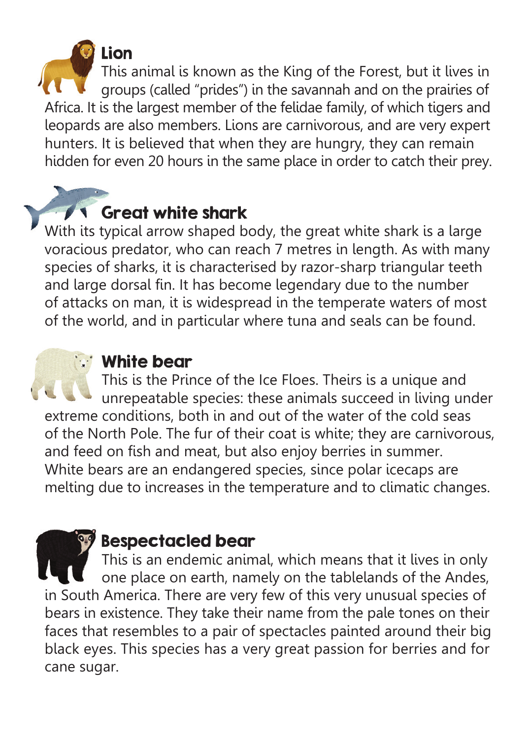## Lion

This animal is known as the King of the Forest, but it lives in groups (called "prides") in the savannah and on the prairies of Africa. It is the largest member of the felidae family, of which tigers and leopards are also members. Lions are carnivorous, and are very expert hunters. It is believed that when they are hungry, they can remain hidden for even 20 hours in the same place in order to catch their prey.

## Great white shark

With its typical arrow shaped body, the great white shark is a large voracious predator, who can reach 7 metres in length. As with many species of sharks, it is characterised by razor-sharp triangular teeth and large dorsal fin. It has become legendary due to the number of attacks on man, it is widespread in the temperate waters of most of the world, and in particular where tuna and seals can be found.

## White bear

This is the Prince of the Ice Floes. Theirs is a unique and unrepeatable species: these animals succeed in living under extreme conditions, both in and out of the water of the cold seas of the North Pole. The fur of their coat is white; they are carnivorous, and feed on fish and meat, but also enjoy berries in summer. White bears are an endangered species, since polar icecaps are melting due to increases in the temperature and to climatic changes.

## Bespectacled bear

This is an endemic animal, which means that it lives in only one place on earth, namely on the tablelands of the Andes, in South America. There are very few of this very unusual species of bears in existence. They take their name from the pale tones on their faces that resembles to a pair of spectacles painted around their big black eyes. This species has a very great passion for berries and for cane sugar.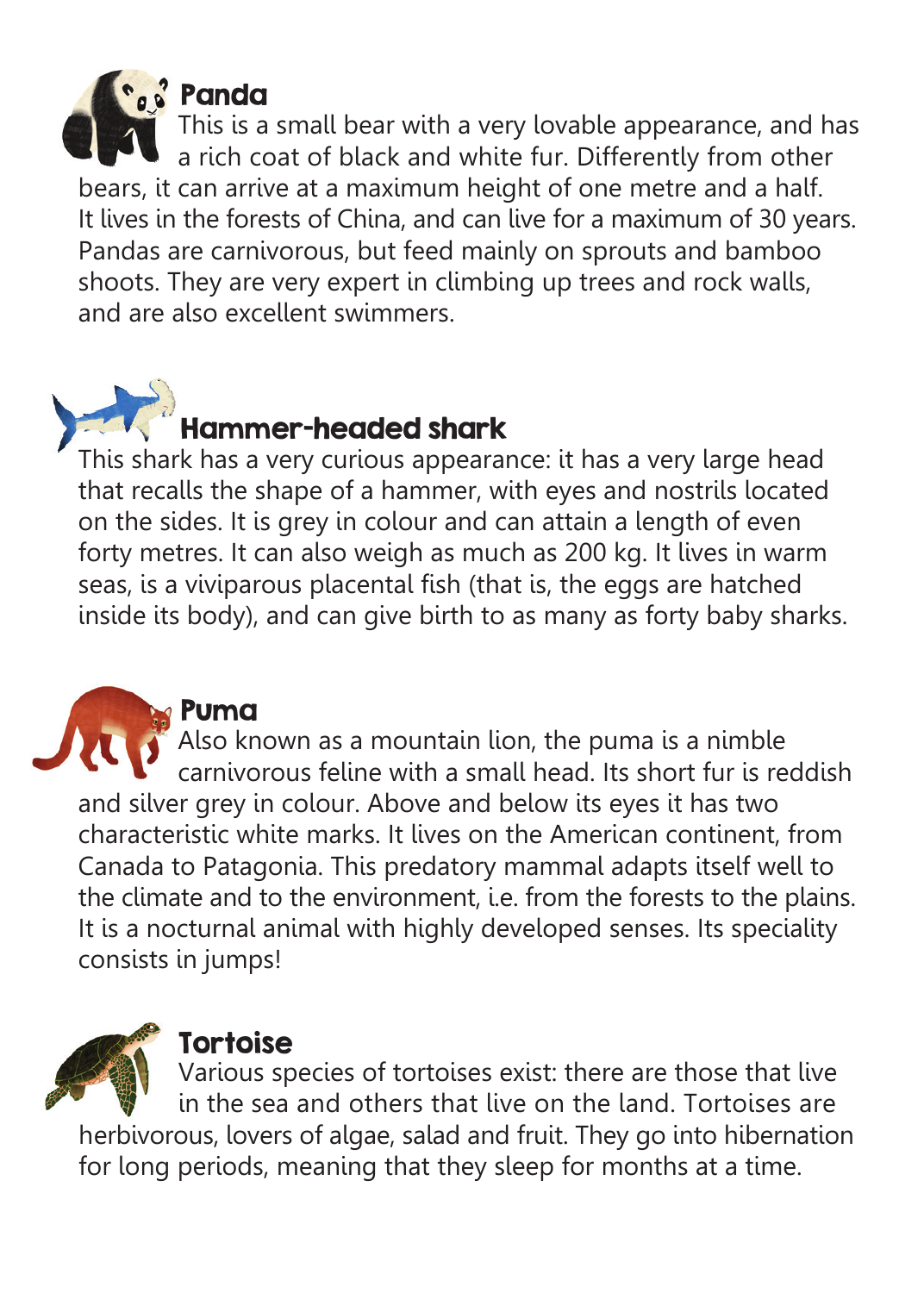## Panda

This is a small bear with a very lovable appearance, and has a rich coat of black and white fur. Differently from other bears, it can arrive at a maximum height of one metre and a half. It lives in the forests of China, and can live for a maximum of 30 years. Pandas are carnivorous, but feed mainly on sprouts and bamboo shoots. They are very expert in climbing up trees and rock walls, and are also excellent swimmers.

## Hammer-headed shark

This shark has a very curious appearance: it has a very large head that recalls the shape of a hammer, with eyes and nostrils located on the sides. It is grey in colour and can attain a length of even forty metres. It can also weigh as much as 200 kg. It lives in warm seas, is a viviparous placental fish (that is, the eggs are hatched inside its body), and can give birth to as many as forty baby sharks.

## Puma

Also known as a mountain lion, the puma is a nimble carnivorous feline with a small head. Its short fur is reddish and silver grey in colour. Above and below its eyes it has two characteristic white marks. It lives on the American continent, from Canada to Patagonia. This predatory mammal adapts itself well to the climate and to the environment, i.e. from the forests to the plains. It is a nocturnal animal with highly developed senses. Its speciality consists in jumps!

## Tortoise

Various species of tortoises exist: there are those that live in the sea and others that live on the land. Tortoises are herbivorous, lovers of algae, salad and fruit. They go into hibernation for long periods, meaning that they sleep for months at a time.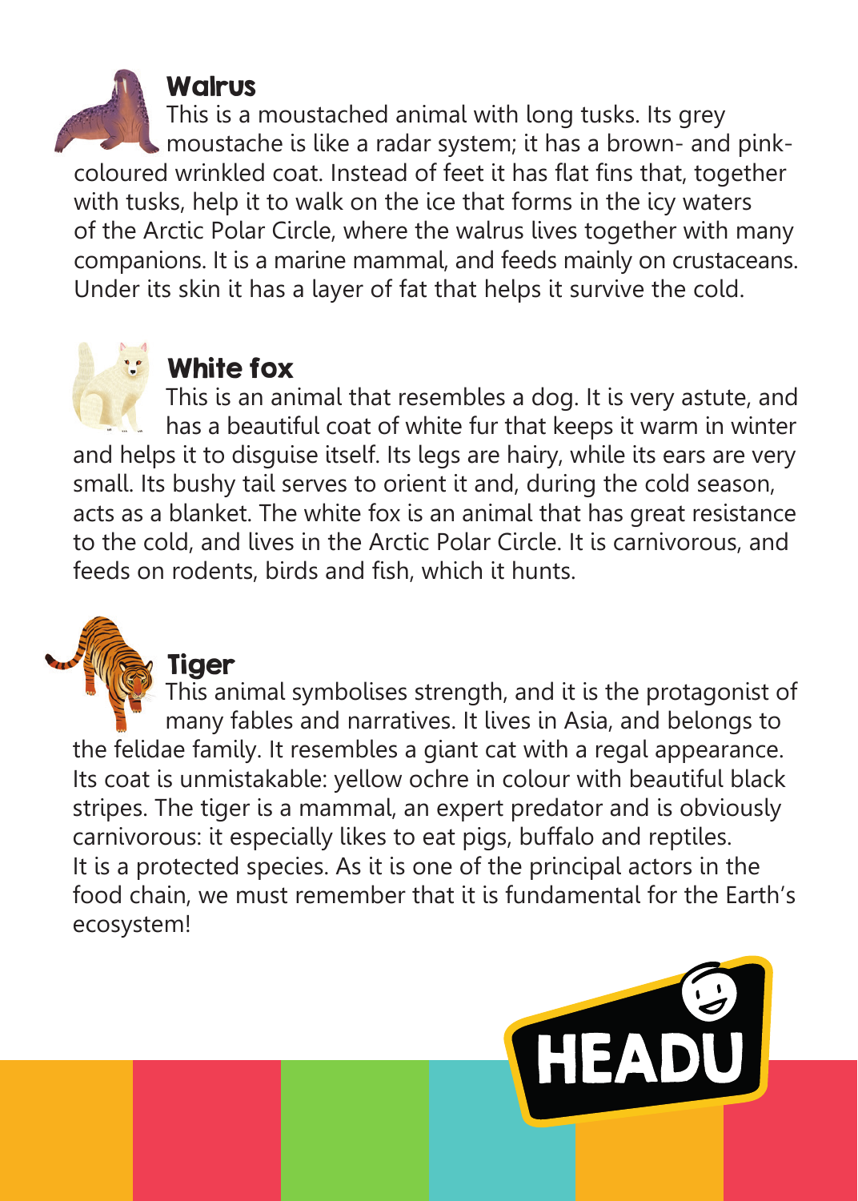## Walrus

This is a moustached animal with long tusks. Its grey moustache is like a radar system; it has a brown- and pink-coloured wrinkled coat. Instead of feet it has flat fins that, together with tusks, help it to walk on the ice that forms in the icy waters of the Arctic Polar Circle, where the walrus lives together with many companions. It is a marine mammal, and feeds mainly on crustaceans. Under its skin it has a layer of fat that helps it survive the cold.

## White fox

This is an animal that resembles a dog. It is very astute, and has a beautiful coat of white fur that keeps it warm in winter and helps it to disguise itself. Its legs are hairy, while its ears are very small. Its bushy tail serves to orient it and, during the cold season, acts as a blanket. The white fox is an animal that has great resistance to the cold, and lives in the Arctic Polar Circle. It is carnivorous, and feeds on rodents, birds and fish, which it hunts.

## Tiger

This animal symbolises strength, and it is the protagonist of many fables and narratives. It lives in Asia, and belongs to the felidae family. It resembles a giant cat with a regal appearance. Its coat is unmistakable: yellow ochre in colour with beautiful black stripes. The tiger is a mammal, an expert predator and is obviously carnivorous: it especially likes to eat pigs, buffalo and reptiles. It is a protected species. As it is one of the principal actors in the food chain, we must remember that it is fundamental for the Earth's ecosystem!

HEADU